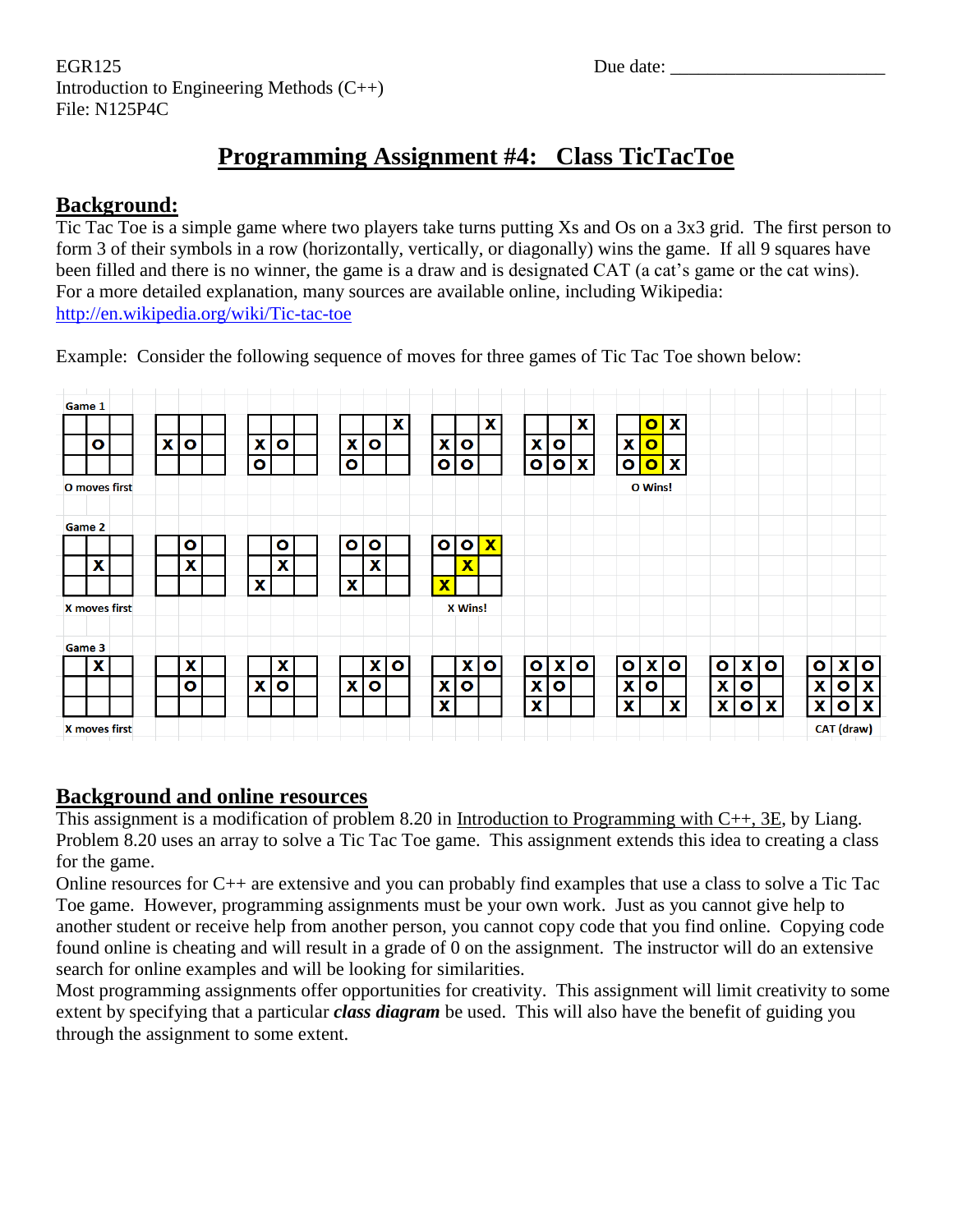EGR125
Introduction to Engineering Methods (C++)
File: N125P4C

Due date: _______________________

# Programming Assignment #4: Class TicTacToe

## Background:

Tic Tac Toe is a simple game where two players take turns putting Xs and Os on a 3x3 grid. The first person to form 3 of their symbols in a row (horizontally, vertically, or diagonally) wins the game. If all 9 squares have been filled and there is no winner, the game is a draw and is designated CAT (a cat's game or the cat wins). For a more detailed explanation, many sources are available online, including Wikipedia: [http://en.wikipedia.org/wiki/Tic-tac-toe](http://en.wikipedia.org/wiki/Tic-tac-toe)

Example: Consider the following sequence of moves for three games of Tic Tac Toe shown below:

Game 1

O moves first

O Wins!

Game 2

X moves first

X Wins!

Game 3

X moves first

CAT (draw)

## Background and online resources

This assignment is a modification of problem 8.20 in Introduction to Programming with C++, 3E, by Liang. Problem 8.20 uses an array to solve a Tic Tac Toe game. This assignment extends this idea to creating a class for the game.

Online resources for C++ are extensive and you can probably find examples that use a class to solve a Tic Tac Toe game. However, programming assignments must be your own work. Just as you cannot give help to another student or receive help from another person, you cannot copy code that you find online. Copying code found online is cheating and will result in a grade of 0 on the assignment. The instructor will do an extensive search for online examples and will be looking for similarities.

Most programming assignments offer opportunities for creativity. This assignment will limit creativity to some extent by specifying that a particular ***class diagram*** be used. This will also have the benefit of guiding you through the assignment to some extent.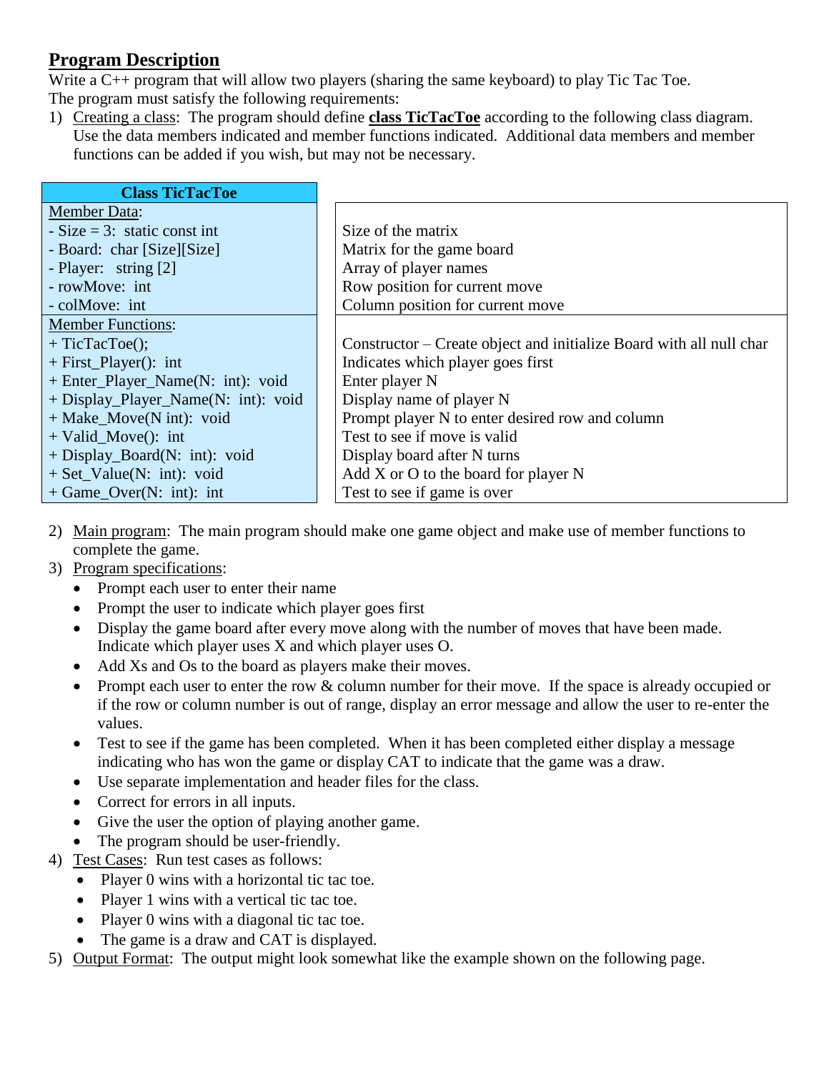## Program Description

Write a C++ program that will allow two players (sharing the same keyboard) to play Tic Tac Toe.
The program must satisfy the following requirements:

1) Creating a class: The program should define **class TicTacToe** according to the following class diagram. Use the data members indicated and member functions indicated. Additional data members and member functions can be added if you wish, but may not be necessary.

| Class TicTacToe | |
|---|---|
| Member Data: | |
| - Size = 3: static const int | Size of the matrix |
| - Board: char [Size][Size] | Matrix for the game board |
| - Player: string [2] | Array of player names |
| - rowMove: int | Row position for current move |
| - colMove: int | Column position for current move |
| Member Functions: | |
| + TicTacToe(); | Constructor – Create object and initialize Board with all null char |
| + First_Player(): int | Indicates which player goes first |
| + Enter_Player_Name(N: int): void | Enter player N |
| + Display_Player_Name(N: int): void | Display name of player N |
| + Make_Move(N int): void | Prompt player N to enter desired row and column |
| + Valid_Move(): int | Test to see if move is valid |
| + Display_Board(N: int): void | Display board after N turns |
| + Set_Value(N: int): void | Add X or O to the board for player N |
| + Game_Over(N: int): int | Test to see if game is over |

2) Main program: The main program should make one game object and make use of member functions to complete the game.
3) Program specifications:
   - Prompt each user to enter their name
   - Prompt the user to indicate which player goes first
   - Display the game board after every move along with the number of moves that have been made. Indicate which player uses X and which player uses O.
   - Add Xs and Os to the board as players make their moves.
   - Prompt each user to enter the row & column number for their move. If the space is already occupied or if the row or column number is out of range, display an error message and allow the user to re-enter the values.
   - Test to see if the game has been completed. When it has been completed either display a message indicating who has won the game or display CAT to indicate that the game was a draw.
   - Use separate implementation and header files for the class.
   - Correct for errors in all inputs.
   - Give the user the option of playing another game.
   - The program should be user-friendly.
4) Test Cases: Run test cases as follows:
   - Player 0 wins with a horizontal tic tac toe.
   - Player 1 wins with a vertical tic tac toe.
   - Player 0 wins with a diagonal tic tac toe.
   - The game is a draw and CAT is displayed.
5) Output Format: The output might look somewhat like the example shown on the following page.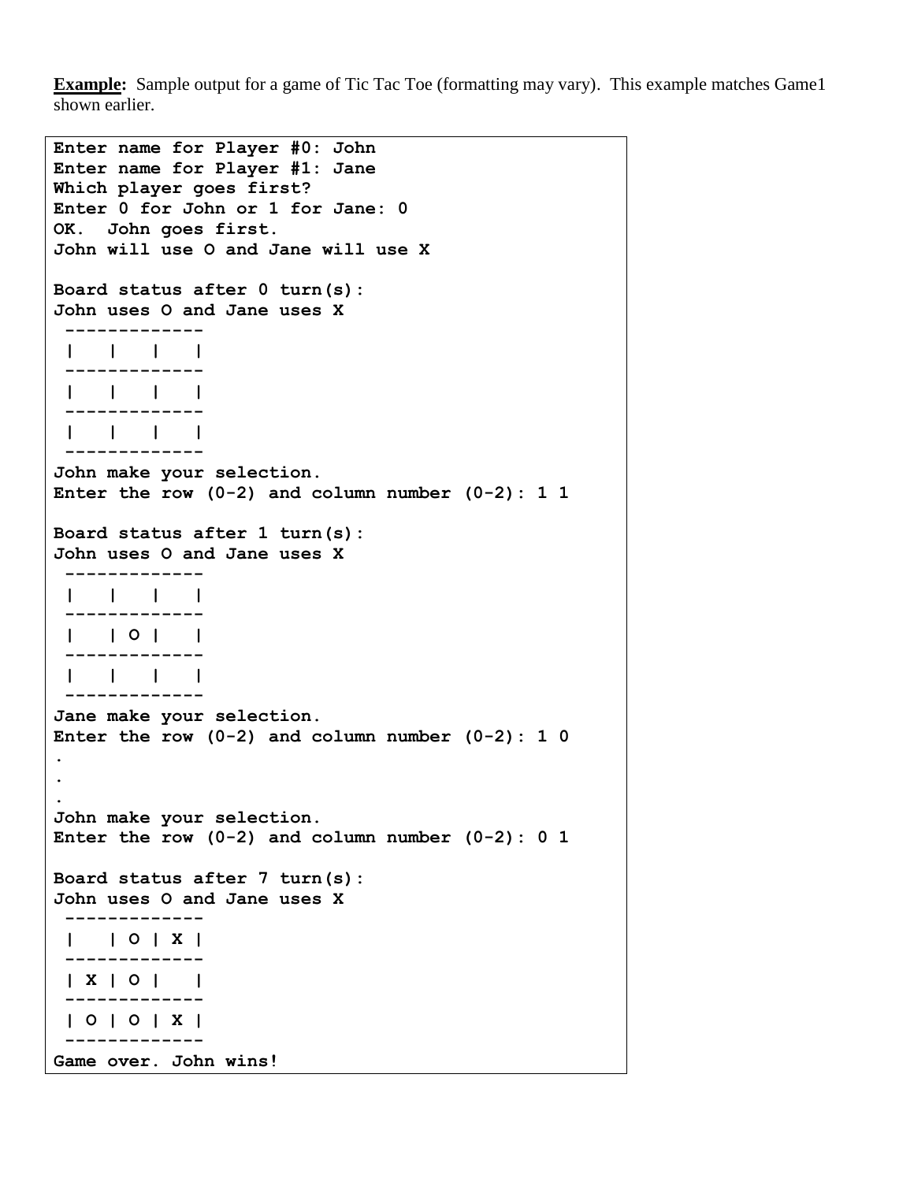**<u>Example:</u>** Sample output for a game of Tic Tac Toe (formatting may vary). This example matches Game1 shown earlier.

```
Enter name for Player #0: John
Enter name for Player #1: Jane
Which player goes first?
Enter 0 for John or 1 for Jane: 0
OK.  John goes first.
John will use O and Jane will use X

Board status after 0 turn(s):
John uses O and Jane uses X
 -------------
 |   |   |   |
 -------------
 |   |   |   |
 -------------
 |   |   |   |
 -------------
John make your selection.
Enter the row (0-2) and column number (0-2): 1 1

Board status after 1 turn(s):
John uses O and Jane uses X
 -------------
 |   |   |   |
 -------------
 |   | O |   |
 -------------
 |   |   |   |
 -------------
Jane make your selection.
Enter the row (0-2) and column number (0-2): 1 0
.
.
.
John make your selection.
Enter the row (0-2) and column number (0-2): 0 1

Board status after 7 turn(s):
John uses O and Jane uses X
 -------------
 |   | O | X |
 -------------
 | X | O |   |
 -------------
 | O | O | X |
 -------------
Game over. John wins!
```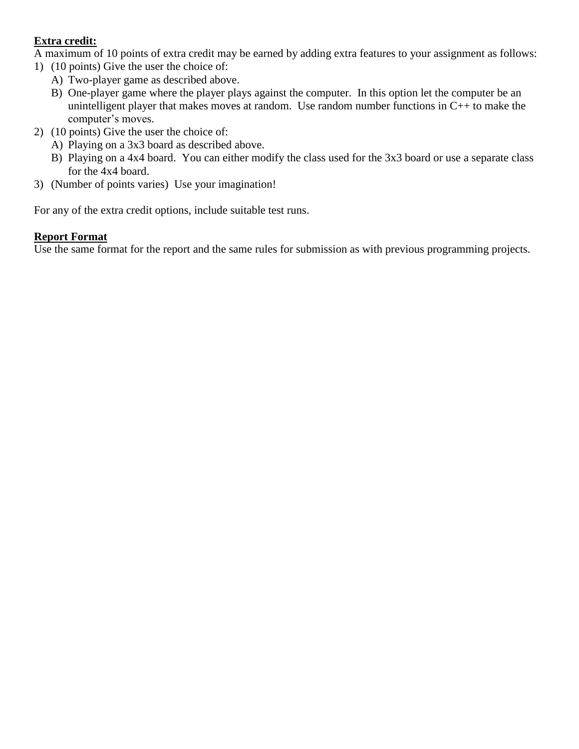**Extra credit:**

A maximum of 10 points of extra credit may be earned by adding extra features to your assignment as follows:

1) (10 points) Give the user the choice of:
   A) Two-player game as described above.
   B) One-player game where the player plays against the computer. In this option let the computer be an unintelligent player that makes moves at random. Use random number functions in C++ to make the computer's moves.
2) (10 points) Give the user the choice of:
   A) Playing on a 3x3 board as described above.
   B) Playing on a 4x4 board. You can either modify the class used for the 3x3 board or use a separate class for the 4x4 board.
3) (Number of points varies) Use your imagination!

For any of the extra credit options, include suitable test runs.

**Report Format**

Use the same format for the report and the same rules for submission as with previous programming projects.